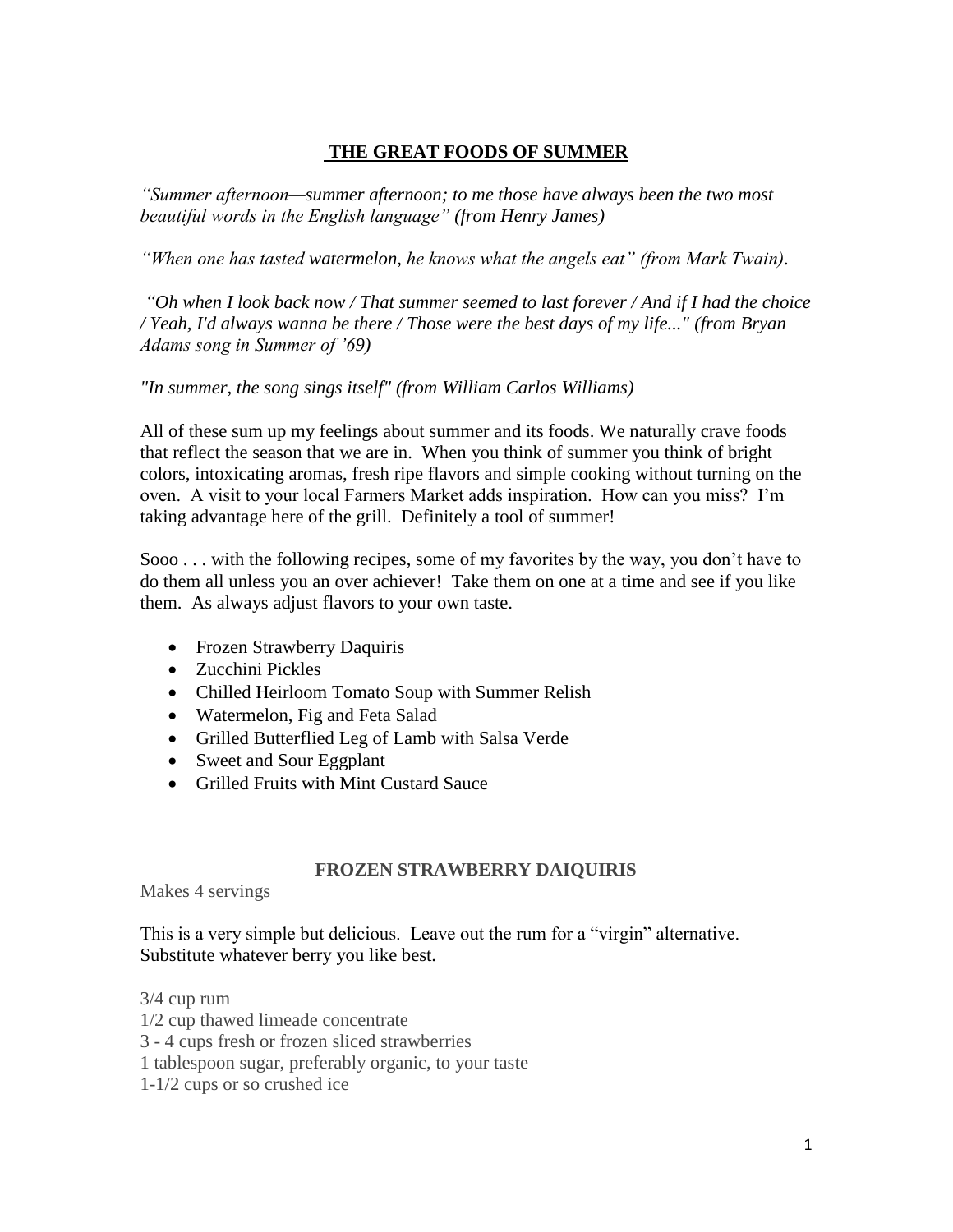# THE GREAT FOODS OF SUMMER

*"Summer afternoon—summer afternoon; to me those have always been the two most beautiful words in the English language" (from Henry James)*

*"When one has tasted watermelon, he knows what the angels eat" (from Mark Twain).*

*"Oh when I look back now / That summer seemed to last forever / And if I had the choice / Yeah, I'd always wanna be there / Those were the best days of my life..." (from Bryan Adams song in Summer of '69)*

*"In summer, the song sings itself" (from William Carlos Williams)*

All of these sum up my feelings about summer and its foods. We naturally crave foods that reflect the season that we are in. When you think of summer you think of bright colors, intoxicating aromas, fresh ripe flavors and simple cooking without turning on the oven. A visit to your local Farmers Market adds inspiration. How can you miss? I'm taking advantage here of the grill. Definitely a tool of summer!

Sooo . . . with the following recipes, some of my favorites by the way, you don't have to do them all unless you an over achiever! Take them on one at a time and see if you like them. As always adjust flavors to your own taste.

- Frozen Strawberry Daquiris
- Zucchini Pickles
- Chilled Heirloom Tomato Soup with Summer Relish
- Watermelon, Fig and Feta Salad
- Grilled Butterflied Leg of Lamb with Salsa Verde
- Sweet and Sour Eggplant
- Grilled Fruits with Mint Custard Sauce

## FROZEN STRAWBERRY DAIQUIRIS

Makes 4 servings

This is a very simple but delicious. Leave out the rum for a "virgin" alternative. Substitute whatever berry you like best.

3/4 cup rum
1/2 cup thawed limeade concentrate
3 - 4 cups fresh or frozen sliced strawberries
1 tablespoon sugar, preferably organic, to your taste
1-1/2 cups or so crushed ice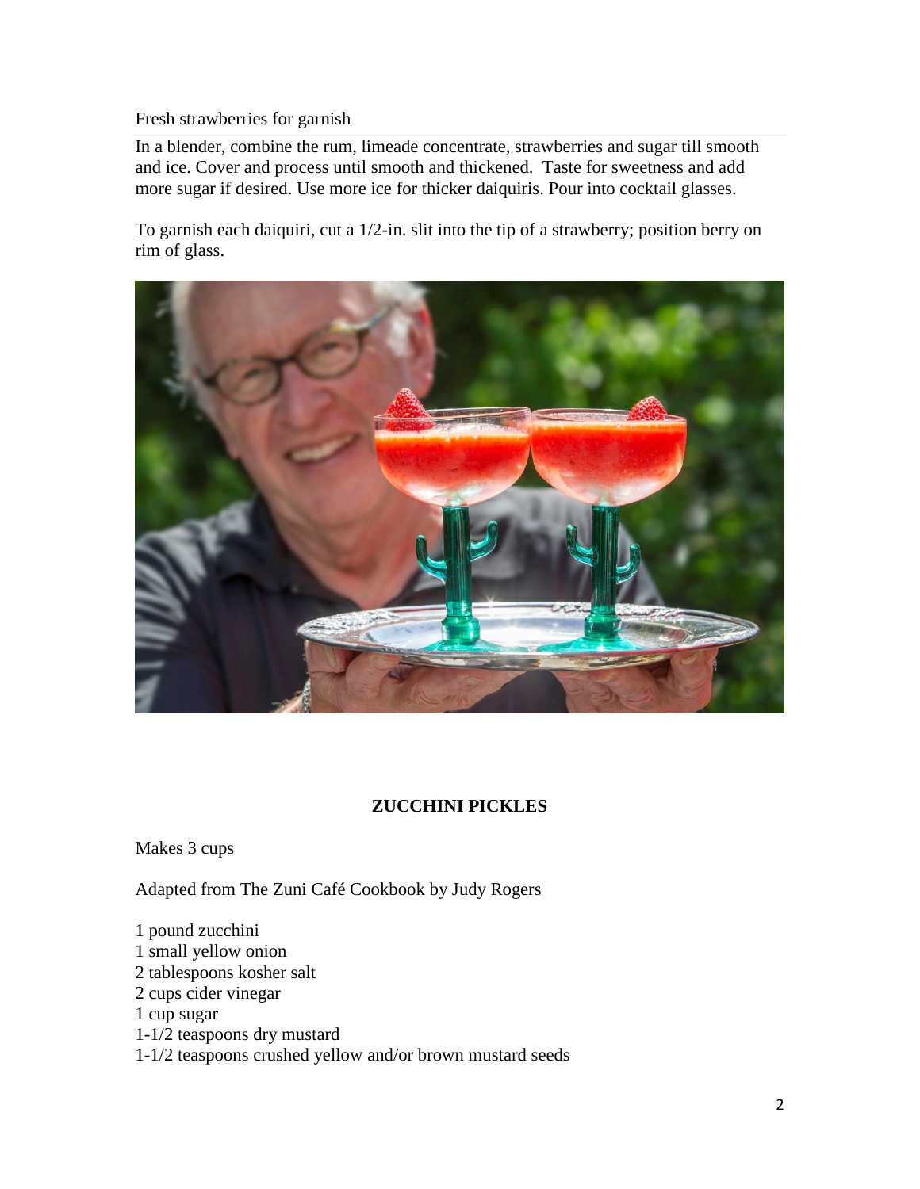Fresh strawberries for garnish

In a blender, combine the rum, limeade concentrate, strawberries and sugar till smooth and ice. Cover and process until smooth and thickened.  Taste for sweetness and add more sugar if desired. Use more ice for thicker daiquiris. Pour into cocktail glasses.

To garnish each daiquiri, cut a 1/2-in. slit into the tip of a strawberry; position berry on rim of glass.

## ZUCCHINI PICKLES

Makes 3 cups

Adapted from The Zuni Café Cookbook by Judy Rogers

1 pound zucchini
1 small yellow onion
2 tablespoons kosher salt
2 cups cider vinegar
1 cup sugar
1-1/2 teaspoons dry mustard
1-1/2 teaspoons crushed yellow and/or brown mustard seeds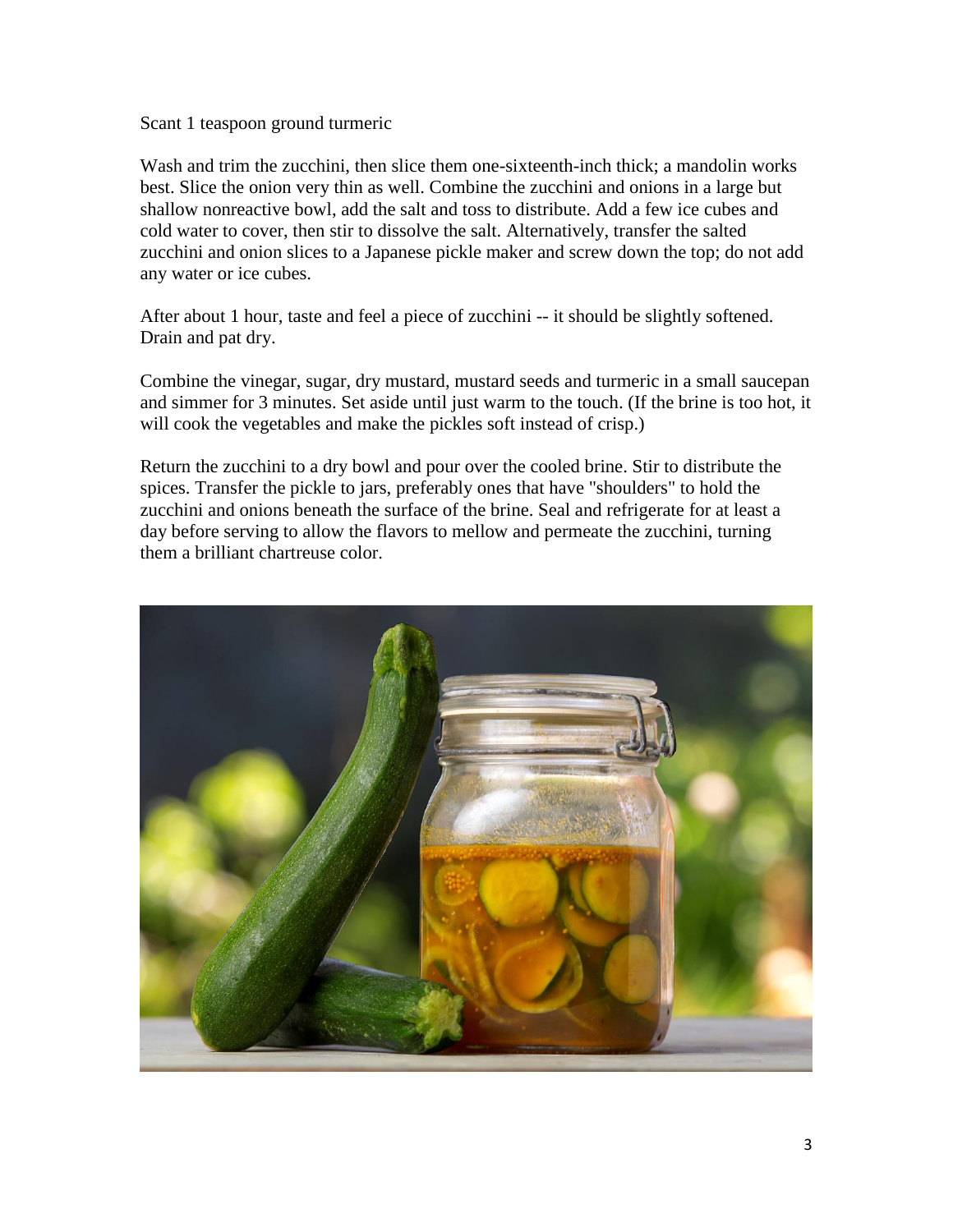Scant 1 teaspoon ground turmeric

Wash and trim the zucchini, then slice them one-sixteenth-inch thick; a mandolin works best. Slice the onion very thin as well. Combine the zucchini and onions in a large but shallow nonreactive bowl, add the salt and toss to distribute. Add a few ice cubes and cold water to cover, then stir to dissolve the salt. Alternatively, transfer the salted zucchini and onion slices to a Japanese pickle maker and screw down the top; do not add any water or ice cubes.

After about 1 hour, taste and feel a piece of zucchini -- it should be slightly softened. Drain and pat dry.

Combine the vinegar, sugar, dry mustard, mustard seeds and turmeric in a small saucepan and simmer for 3 minutes. Set aside until just warm to the touch. (If the brine is too hot, it will cook the vegetables and make the pickles soft instead of crisp.)

Return the zucchini to a dry bowl and pour over the cooled brine. Stir to distribute the spices. Transfer the pickle to jars, preferably ones that have "shoulders" to hold the zucchini and onions beneath the surface of the brine. Seal and refrigerate for at least a day before serving to allow the flavors to mellow and permeate the zucchini, turning them a brilliant chartreuse color.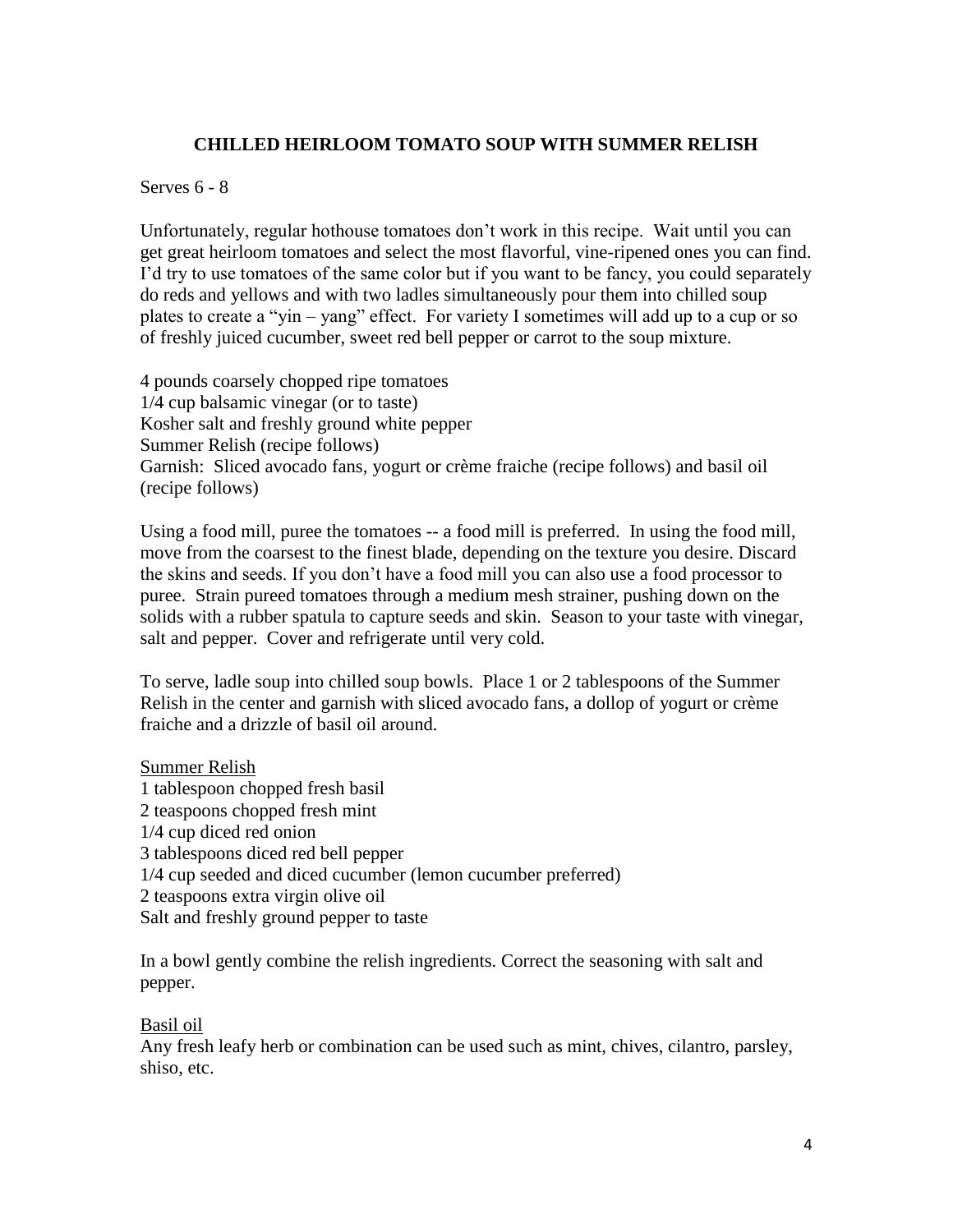## CHILLED HEIRLOOM TOMATO SOUP WITH SUMMER RELISH

Serves 6 - 8

Unfortunately, regular hothouse tomatoes don't work in this recipe. Wait until you can get great heirloom tomatoes and select the most flavorful, vine-ripened ones you can find. I'd try to use tomatoes of the same color but if you want to be fancy, you could separately do reds and yellows and with two ladles simultaneously pour them into chilled soup plates to create a "yin – yang" effect. For variety I sometimes will add up to a cup or so of freshly juiced cucumber, sweet red bell pepper or carrot to the soup mixture.

4 pounds coarsely chopped ripe tomatoes
1/4 cup balsamic vinegar (or to taste)
Kosher salt and freshly ground white pepper
Summer Relish (recipe follows)
Garnish: Sliced avocado fans, yogurt or crème fraiche (recipe follows) and basil oil (recipe follows)

Using a food mill, puree the tomatoes -- a food mill is preferred. In using the food mill, move from the coarsest to the finest blade, depending on the texture you desire. Discard the skins and seeds. If you don't have a food mill you can also use a food processor to puree. Strain pureed tomatoes through a medium mesh strainer, pushing down on the solids with a rubber spatula to capture seeds and skin. Season to your taste with vinegar, salt and pepper. Cover and refrigerate until very cold.

To serve, ladle soup into chilled soup bowls. Place 1 or 2 tablespoons of the Summer Relish in the center and garnish with sliced avocado fans, a dollop of yogurt or crème fraiche and a drizzle of basil oil around.

### Summer Relish

1 tablespoon chopped fresh basil
2 teaspoons chopped fresh mint
1/4 cup diced red onion
3 tablespoons diced red bell pepper
1/4 cup seeded and diced cucumber (lemon cucumber preferred)
2 teaspoons extra virgin olive oil
Salt and freshly ground pepper to taste

In a bowl gently combine the relish ingredients. Correct the seasoning with salt and pepper.

### Basil oil

Any fresh leafy herb or combination can be used such as mint, chives, cilantro, parsley, shiso, etc.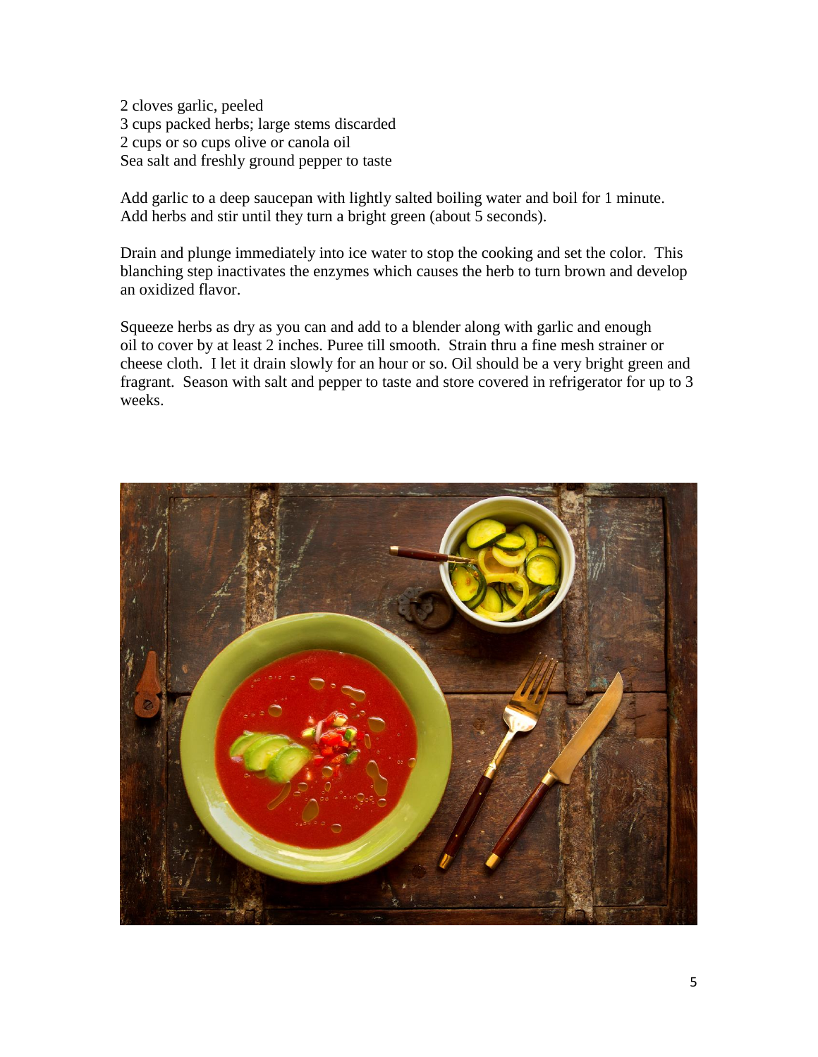2 cloves garlic, peeled
3 cups packed herbs; large stems discarded
2 cups or so cups olive or canola oil
Sea salt and freshly ground pepper to taste

Add garlic to a deep saucepan with lightly salted boiling water and boil for 1 minute. Add herbs and stir until they turn a bright green (about 5 seconds).

Drain and plunge immediately into ice water to stop the cooking and set the color. This blanching step inactivates the enzymes which causes the herb to turn brown and develop an oxidized flavor.

Squeeze herbs as dry as you can and add to a blender along with garlic and enough oil to cover by at least 2 inches. Puree till smooth. Strain thru a fine mesh strainer or cheese cloth. I let it drain slowly for an hour or so. Oil should be a very bright green and fragrant. Season with salt and pepper to taste and store covered in refrigerator for up to 3 weeks.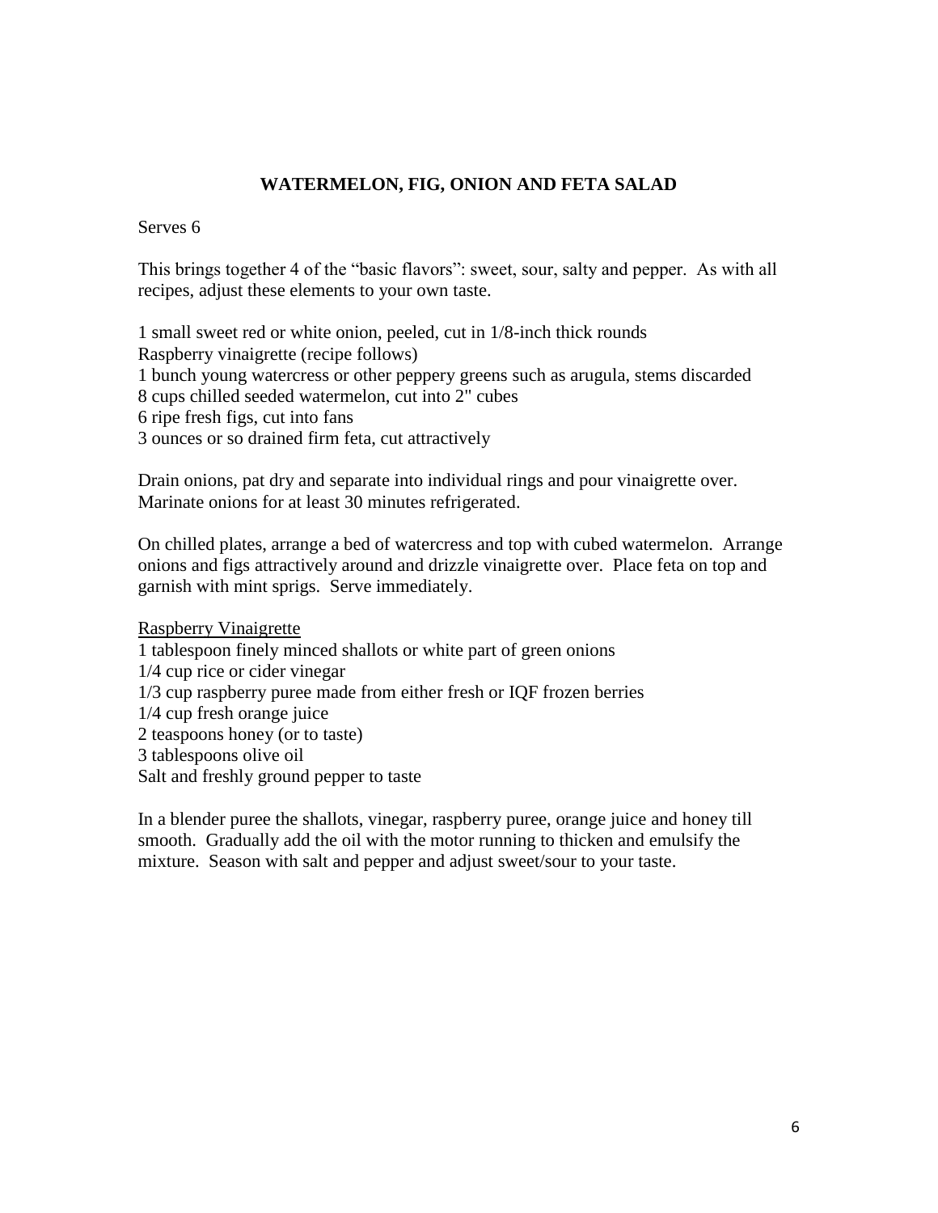## WATERMELON, FIG, ONION AND FETA SALAD

Serves 6

This brings together 4 of the "basic flavors": sweet, sour, salty and pepper. As with all recipes, adjust these elements to your own taste.

1 small sweet red or white onion, peeled, cut in 1/8-inch thick rounds
Raspberry vinaigrette (recipe follows)
1 bunch young watercress or other peppery greens such as arugula, stems discarded
8 cups chilled seeded watermelon, cut into 2" cubes
6 ripe fresh figs, cut into fans
3 ounces or so drained firm feta, cut attractively

Drain onions, pat dry and separate into individual rings and pour vinaigrette over. Marinate onions for at least 30 minutes refrigerated.

On chilled plates, arrange a bed of watercress and top with cubed watermelon. Arrange onions and figs attractively around and drizzle vinaigrette over. Place feta on top and garnish with mint sprigs. Serve immediately.

<u>Raspberry Vinaigrette</u>

1 tablespoon finely minced shallots or white part of green onions
1/4 cup rice or cider vinegar
1/3 cup raspberry puree made from either fresh or IQF frozen berries
1/4 cup fresh orange juice
2 teaspoons honey (or to taste)
3 tablespoons olive oil
Salt and freshly ground pepper to taste

In a blender puree the shallots, vinegar, raspberry puree, orange juice and honey till smooth. Gradually add the oil with the motor running to thicken and emulsify the mixture. Season with salt and pepper and adjust sweet/sour to your taste.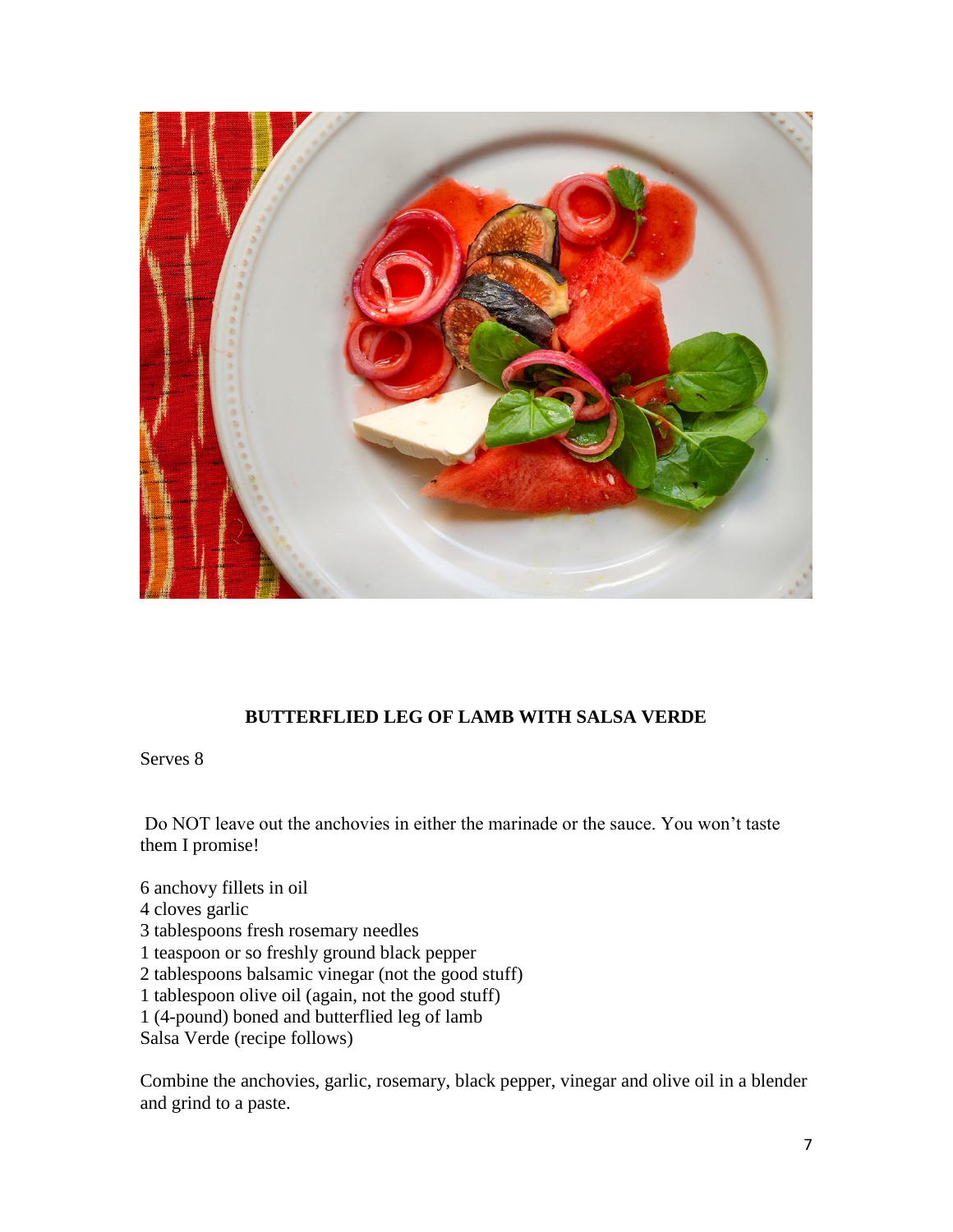## BUTTERFLIED LEG OF LAMB WITH SALSA VERDE

Serves 8

Do NOT leave out the anchovies in either the marinade or the sauce. You won't taste them I promise!

6 anchovy fillets in oil
4 cloves garlic
3 tablespoons fresh rosemary needles
1 teaspoon or so freshly ground black pepper
2 tablespoons balsamic vinegar (not the good stuff)
1 tablespoon olive oil (again, not the good stuff)
1 (4-pound) boned and butterflied leg of lamb
Salsa Verde (recipe follows)

Combine the anchovies, garlic, rosemary, black pepper, vinegar and olive oil in a blender and grind to a paste.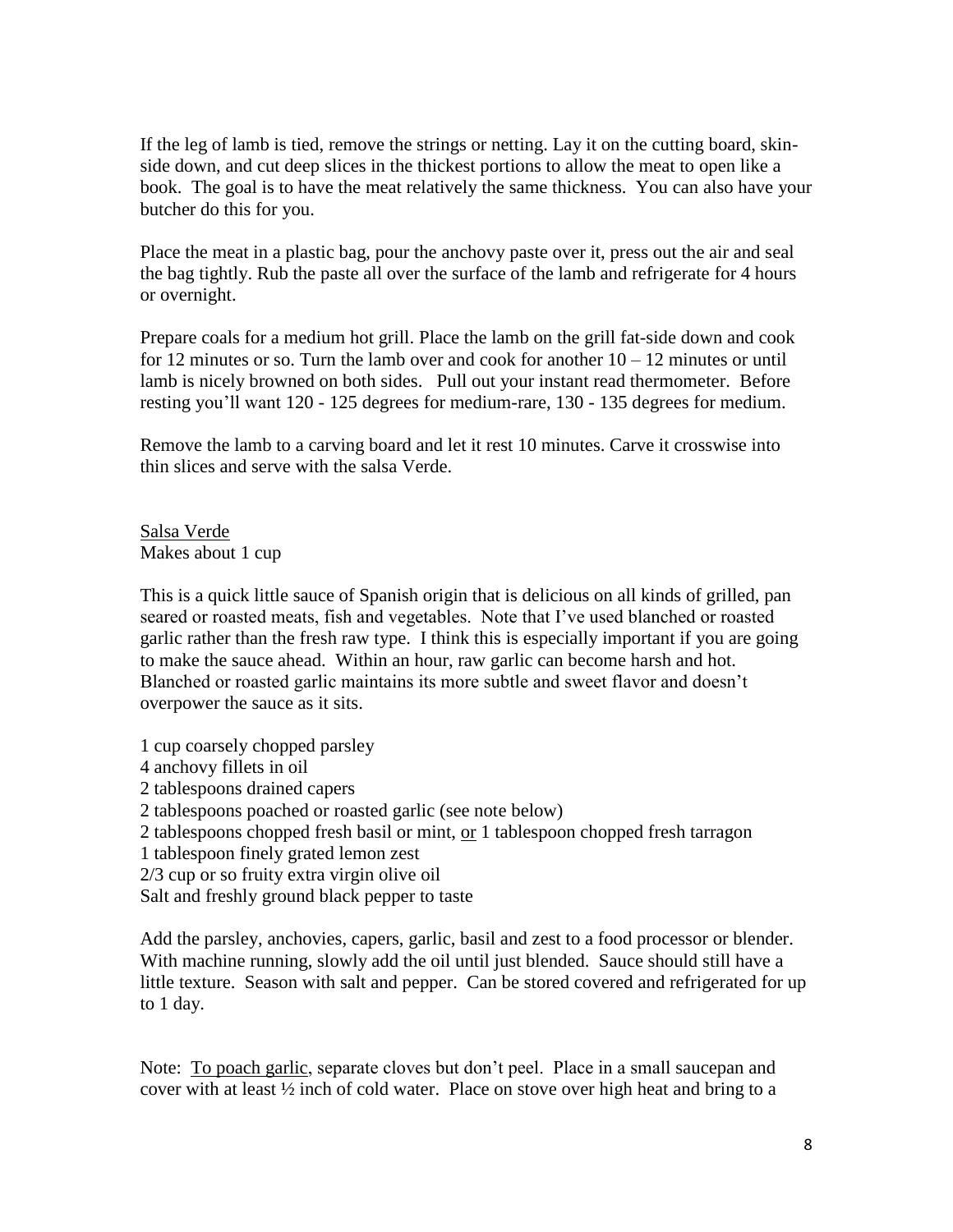If the leg of lamb is tied, remove the strings or netting. Lay it on the cutting board, skin-side down, and cut deep slices in the thickest portions to allow the meat to open like a book. The goal is to have the meat relatively the same thickness. You can also have your butcher do this for you.

Place the meat in a plastic bag, pour the anchovy paste over it, press out the air and seal the bag tightly. Rub the paste all over the surface of the lamb and refrigerate for 4 hours or overnight.

Prepare coals for a medium hot grill. Place the lamb on the grill fat-side down and cook for 12 minutes or so. Turn the lamb over and cook for another 10 – 12 minutes or until lamb is nicely browned on both sides. Pull out your instant read thermometer. Before resting you'll want 120 - 125 degrees for medium-rare, 130 - 135 degrees for medium.

Remove the lamb to a carving board and let it rest 10 minutes. Carve it crosswise into thin slices and serve with the salsa Verde.

<u>Salsa Verde</u>
Makes about 1 cup

This is a quick little sauce of Spanish origin that is delicious on all kinds of grilled, pan seared or roasted meats, fish and vegetables. Note that I've used blanched or roasted garlic rather than the fresh raw type. I think this is especially important if you are going to make the sauce ahead. Within an hour, raw garlic can become harsh and hot. Blanched or roasted garlic maintains its more subtle and sweet flavor and doesn't overpower the sauce as it sits.

1 cup coarsely chopped parsley
4 anchovy fillets in oil
2 tablespoons drained capers
2 tablespoons poached or roasted garlic (see note below)
2 tablespoons chopped fresh basil or mint, <u>or</u> 1 tablespoon chopped fresh tarragon
1 tablespoon finely grated lemon zest
2/3 cup or so fruity extra virgin olive oil
Salt and freshly ground black pepper to taste

Add the parsley, anchovies, capers, garlic, basil and zest to a food processor or blender. With machine running, slowly add the oil until just blended. Sauce should still have a little texture. Season with salt and pepper. Can be stored covered and refrigerated for up to 1 day.

Note: <u>To poach garlic</u>, separate cloves but don't peel. Place in a small saucepan and cover with at least ½ inch of cold water. Place on stove over high heat and bring to a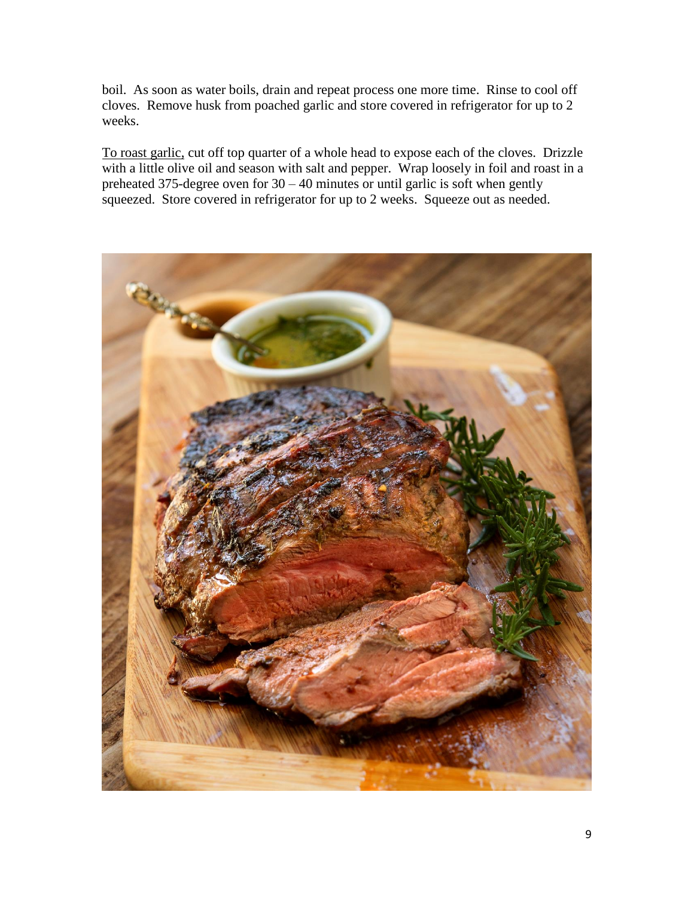boil. As soon as water boils, drain and repeat process one more time. Rinse to cool off cloves. Remove husk from poached garlic and store covered in refrigerator for up to 2 weeks.

To roast garlic, cut off top quarter of a whole head to expose each of the cloves. Drizzle with a little olive oil and season with salt and pepper. Wrap loosely in foil and roast in a preheated 375-degree oven for 30 – 40 minutes or until garlic is soft when gently squeezed. Store covered in refrigerator for up to 2 weeks. Squeeze out as needed.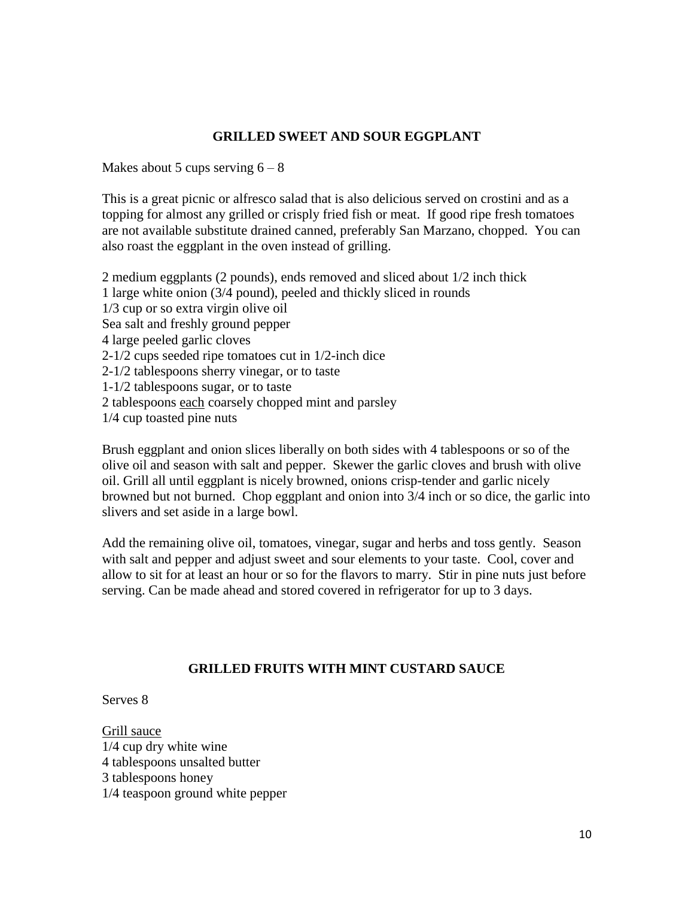## GRILLED SWEET AND SOUR EGGPLANT

Makes about 5 cups serving 6 – 8

This is a great picnic or alfresco salad that is also delicious served on crostini and as a topping for almost any grilled or crisply fried fish or meat. If good ripe fresh tomatoes are not available substitute drained canned, preferably San Marzano, chopped. You can also roast the eggplant in the oven instead of grilling.

2 medium eggplants (2 pounds), ends removed and sliced about 1/2 inch thick  
1 large white onion (3/4 pound), peeled and thickly sliced in rounds  
1/3 cup or so extra virgin olive oil  
Sea salt and freshly ground pepper  
4 large peeled garlic cloves  
2-1/2 cups seeded ripe tomatoes cut in 1/2-inch dice  
2-1/2 tablespoons sherry vinegar, or to taste  
1-1/2 tablespoons sugar, or to taste  
2 tablespoons <u>each</u> coarsely chopped mint and parsley  
1/4 cup toasted pine nuts

Brush eggplant and onion slices liberally on both sides with 4 tablespoons or so of the olive oil and season with salt and pepper. Skewer the garlic cloves and brush with olive oil. Grill all until eggplant is nicely browned, onions crisp-tender and garlic nicely browned but not burned. Chop eggplant and onion into 3/4 inch or so dice, the garlic into slivers and set aside in a large bowl.

Add the remaining olive oil, tomatoes, vinegar, sugar and herbs and toss gently. Season with salt and pepper and adjust sweet and sour elements to your taste. Cool, cover and allow to sit for at least an hour or so for the flavors to marry. Stir in pine nuts just before serving. Can be made ahead and stored covered in refrigerator for up to 3 days.

## GRILLED FRUITS WITH MINT CUSTARD SAUCE

Serves 8

<u>Grill sauce</u>  
1/4 cup dry white wine  
4 tablespoons unsalted butter  
3 tablespoons honey  
1/4 teaspoon ground white pepper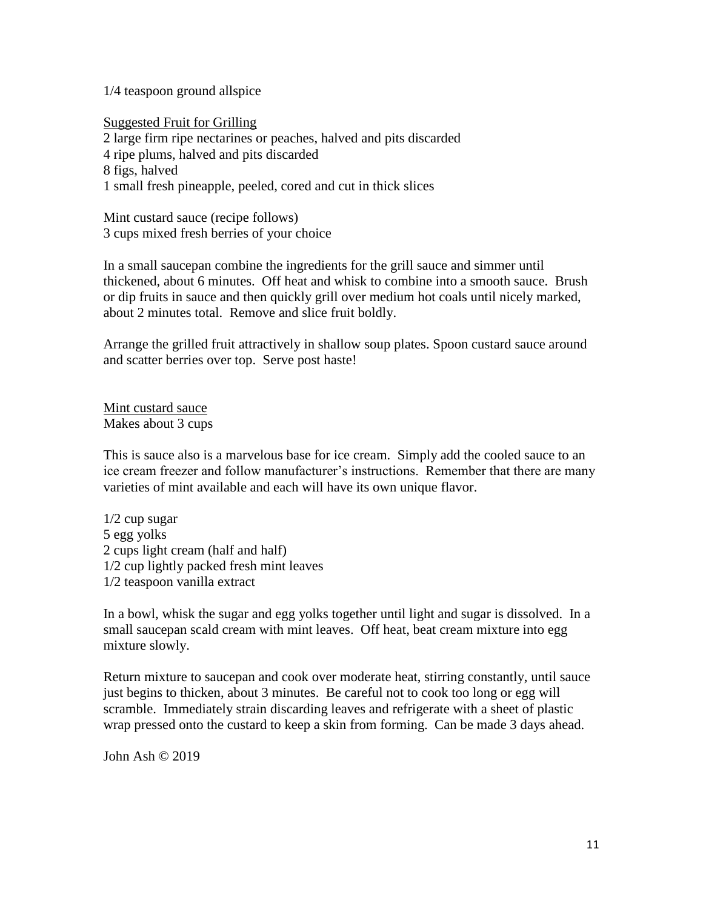1/4 teaspoon ground allspice

<u>Suggested Fruit for Grilling</u>
2 large firm ripe nectarines or peaches, halved and pits discarded
4 ripe plums, halved and pits discarded
8 figs, halved
1 small fresh pineapple, peeled, cored and cut in thick slices

Mint custard sauce (recipe follows)
3 cups mixed fresh berries of your choice

In a small saucepan combine the ingredients for the grill sauce and simmer until thickened, about 6 minutes. Off heat and whisk to combine into a smooth sauce. Brush or dip fruits in sauce and then quickly grill over medium hot coals until nicely marked, about 2 minutes total. Remove and slice fruit boldly.

Arrange the grilled fruit attractively in shallow soup plates. Spoon custard sauce around and scatter berries over top. Serve post haste!

<u>Mint custard sauce</u>
Makes about 3 cups

This is sauce also is a marvelous base for ice cream. Simply add the cooled sauce to an ice cream freezer and follow manufacturer's instructions. Remember that there are many varieties of mint available and each will have its own unique flavor.

1/2 cup sugar
5 egg yolks
2 cups light cream (half and half)
1/2 cup lightly packed fresh mint leaves
1/2 teaspoon vanilla extract

In a bowl, whisk the sugar and egg yolks together until light and sugar is dissolved. In a small saucepan scald cream with mint leaves. Off heat, beat cream mixture into egg mixture slowly.

Return mixture to saucepan and cook over moderate heat, stirring constantly, until sauce just begins to thicken, about 3 minutes. Be careful not to cook too long or egg will scramble. Immediately strain discarding leaves and refrigerate with a sheet of plastic wrap pressed onto the custard to keep a skin from forming. Can be made 3 days ahead.

John Ash © 2019